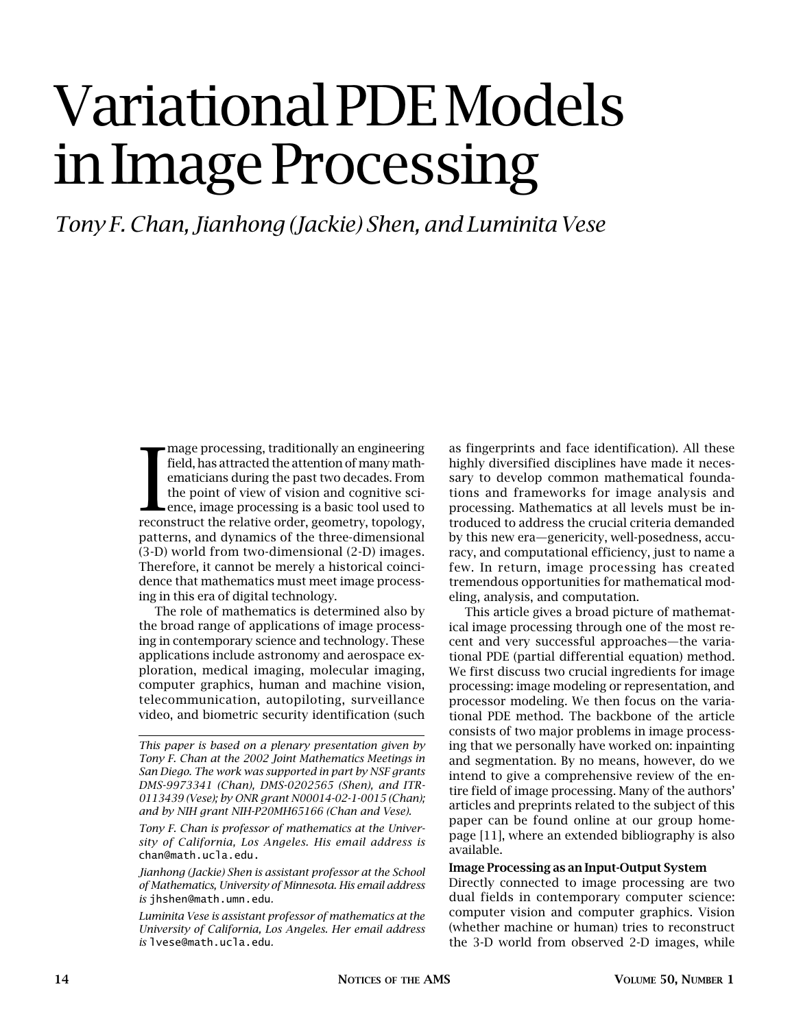# Variational PDE Models in Image Processing

*Tony F. Chan, Jianhong (Jackie) Shen, and Luminita Vese*

Image processing, traditionally an engineering field, has attracted the attention of many mathematicians during the past two decades. From the point of view of vision and cognitive science, image processing is a basic tool used to reconstruct the relative order, geometry, topology, patterns, and dynamics of the three-dimensional (3-D) world from two-dimensional (2-D) images. Therefore, it cannot be merely a historical coincidence that mathematics must meet image processing in this era of digital technology.

The role of mathematics is determined also by the broad range of applications of image processing in contemporary science and technology. These applications include astronomy and aerospace exploration, medical imaging, molecular imaging, computer graphics, human and machine vision, telecommunication, autopiloting, surveillance video, and biometric security identification (such as fingerprints and face identification). All these highly diversified disciplines have made it necessary to develop common mathematical foundations and frameworks for image analysis and processing. Mathematics at all levels must be introduced to address the crucial criteria demanded by this new era—genericity, well-posedness, accuracy, and computational efficiency, just to name a few. In return, image processing has created tremendous opportunities for mathematical modeling, analysis, and computation.

This article gives a broad picture of mathematical image processing through one of the most recent and very successful approaches—the variational PDE (partial differential equation) method. We first discuss two crucial ingredients for image processing: image modeling or representation, and processor modeling. We then focus on the variational PDE method. The backbone of the article consists of two major problems in image processing that we personally have worked on: inpainting and segmentation. By no means, however, do we intend to give a comprehensive review of the entire field of image processing. Many of the authors' articles and preprints related to the subject of this paper can be found online at our group homepage [11], where an extended bibliography is also available.

### Image Processing as an Input-Output System

Directly connected to image processing are two dual fields in contemporary computer science: computer vision and computer graphics. Vision (whether machine or human) tries to reconstruct the 3-D world from observed 2-D images, while

---

*This paper is based on a plenary presentation given by Tony F. Chan at the 2002 Joint Mathematics Meetings in San Diego. The work was supported in part by NSF grants DMS-9973341 (Chan), DMS-0202565 (Shen), and ITR-0113439 (Vese); by ONR grant N00014-02-1-0015 (Chan); and by NIH grant NIH-P20MH65166 (Chan and Vese).*

*Tony F. Chan is professor of mathematics at the University of California, Los Angeles. His email address is* chan@math.ucla.edu.

*Jianhong (Jackie) Shen is assistant professor at the School of Mathematics, University of Minnesota. His email address is* jhshen@math.umn.edu.

*Luminita Vese is assistant professor of mathematics at the University of California, Los Angeles. Her email address is* lvese@math.ucla.edu.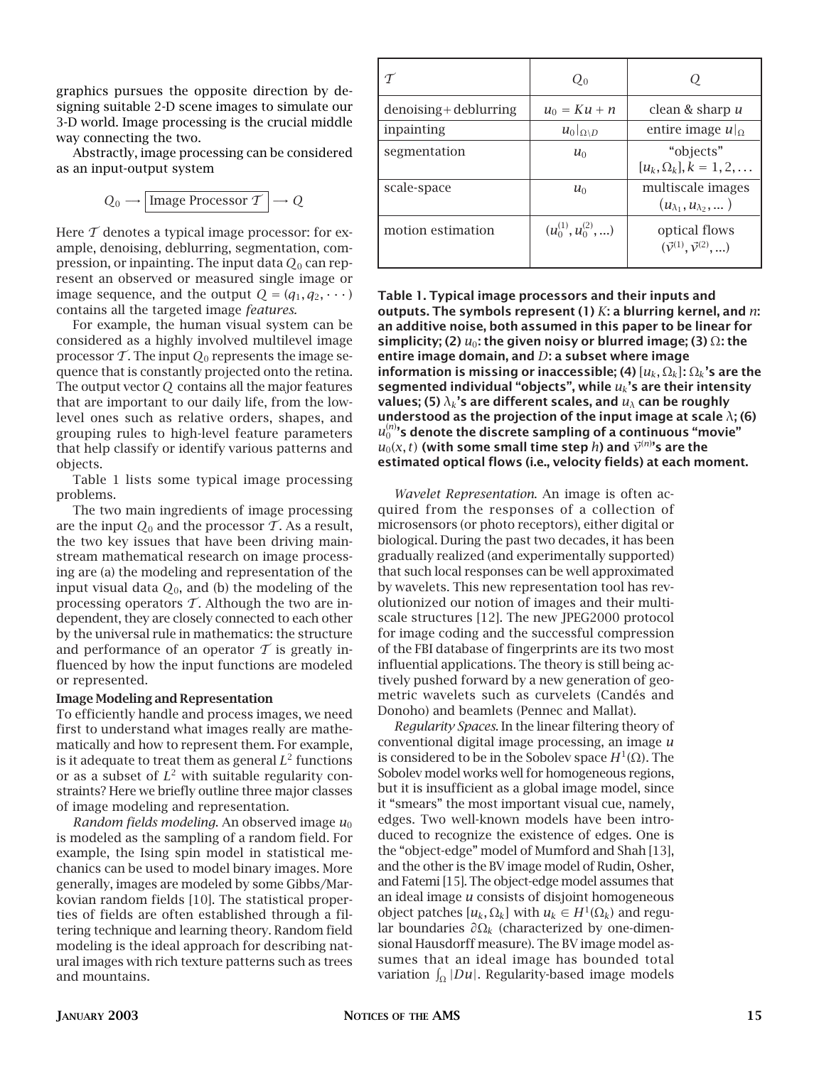graphics pursues the opposite direction by designing suitable 2-D scene images to simulate our 3-D world. Image processing is the crucial middle way connecting the two.

Abstractly, image processing can be considered as an input-output system

$$Q_0 \longrightarrow \boxed{\text{Image Processor } \mathcal{T}} \longrightarrow Q$$

Here $\mathcal{T}$ denotes a typical image processor: for example, denoising, deblurring, segmentation, compression, or inpainting. The input data $Q_0$ can represent an observed or measured single image or image sequence, and the output $Q = (q_1, q_2, \cdots)$ contains all the targeted image *features*.

For example, the human visual system can be considered as a highly involved multilevel image processor $\mathcal{T}$. The input $Q_0$ represents the image sequence that is constantly projected onto the retina. The output vector $Q$ contains all the major features that are important to our daily life, from the low-level ones such as relative orders, shapes, and grouping rules to high-level feature parameters that help classify or identify various patterns and objects.

Table 1 lists some typical image processing problems.

The two main ingredients of image processing are the input $Q_0$ and the processor $\mathcal{T}$. As a result, the two key issues that have been driving mainstream mathematical research on image processing are (a) the modeling and representation of the input visual data $Q_0$, and (b) the modeling of the processing operators $\mathcal{T}$. Although the two are independent, they are closely connected to each other by the universal rule in mathematics: the structure and performance of an operator $\mathcal{T}$ is greatly influenced by how the input functions are modeled or represented.

### Image Modeling and Representation

To efficiently handle and process images, we need first to understand what images really are mathematically and how to represent them. For example, is it adequate to treat them as general $L^2$ functions or as a subset of $L^2$ with suitable regularity constraints? Here we briefly outline three major classes of image modeling and representation.

*Random fields modeling.* An observed image $u_0$ is modeled as the sampling of a random field. For example, the Ising spin model in statistical mechanics can be used to model binary images. More generally, images are modeled by some Gibbs/Markovian random fields [10]. The statistical properties of fields are often established through a filtering technique and learning theory. Random field modeling is the ideal approach for describing natural images with rich texture patterns such as trees and mountains.

| $\mathcal{T}$ | $Q_0$ | $Q$ |
|---|---|---|
| denoising + deblurring | $u_0 = Ku + n$ | clean & sharp $u$ |
| inpainting | $u_0\|_{\Omega \setminus D}$ | entire image $u\|_{\Omega}$ |
| segmentation | $u_0$ | "objects" $[u_k, \Omega_k], k = 1, 2, \ldots$ |
| scale-space | $u_0$ | multiscale images $(u_{\lambda_1}, u_{\lambda_2}, \ldots)$ |
| motion estimation | $(u_0^{(1)}, u_0^{(2)}, \ldots)$ | optical flows $(\vec{v}^{(1)}, \vec{v}^{(2)}, \ldots)$ |

**Table 1. Typical image processors and their inputs and outputs. The symbols represent (1) $K$: a blurring kernel, and $n$: an additive noise, both assumed in this paper to be linear for simplicity; (2) $u_0$: the given noisy or blurred image; (3) $\Omega$: the entire image domain, and $D$: a subset where image information is missing or inaccessible; (4) $[u_k, \Omega_k]$: $\Omega_k$'s are the segmented individual "objects", while $u_k$'s are their intensity values; (5) $\lambda_k$'s are different scales, and $u_\lambda$ can be roughly understood as the projection of the input image at scale $\lambda$; (6) $u_0^{(n)}$'s denote the discrete sampling of a continuous "movie" $u_0(x, t)$ (with some small time step $h$) and $\vec{v}^{(n)}$'s are the estimated optical flows (i.e., velocity fields) at each moment.**

*Wavelet Representation.* An image is often acquired from the responses of a collection of microsensors (or photo receptors), either digital or biological. During the past two decades, it has been gradually realized (and experimentally supported) that such local responses can be well approximated by wavelets. This new representation tool has revolutionized our notion of images and their multiscale structures [12]. The new JPEG2000 protocol for image coding and the successful compression of the FBI database of fingerprints are its two most influential applications. The theory is still being actively pushed forward by a new generation of geometric wavelets such as curvelets (Candés and Donoho) and beamlets (Pennec and Mallat).

*Regularity Spaces.* In the linear filtering theory of conventional digital image processing, an image $u$ is considered to be in the Sobolev space $H^1(\Omega)$. The Sobolev model works well for homogeneous regions, but it is insufficient as a global image model, since it "smears" the most important visual cue, namely, edges. Two well-known models have been introduced to recognize the existence of edges. One is the "object-edge" model of Mumford and Shah [13], and the other is the BV image model of Rudin, Osher, and Fatemi [15]. The object-edge model assumes that an ideal image $u$ consists of disjoint homogeneous object patches $[u_k, \Omega_k]$ with $u_k \in H^1(\Omega_k)$ and regular boundaries $\partial\Omega_k$ (characterized by one-dimensional Hausdorff measure). The BV image model assumes that an ideal image has bounded total variation $\int_\Omega |Du|$. Regularity-based image models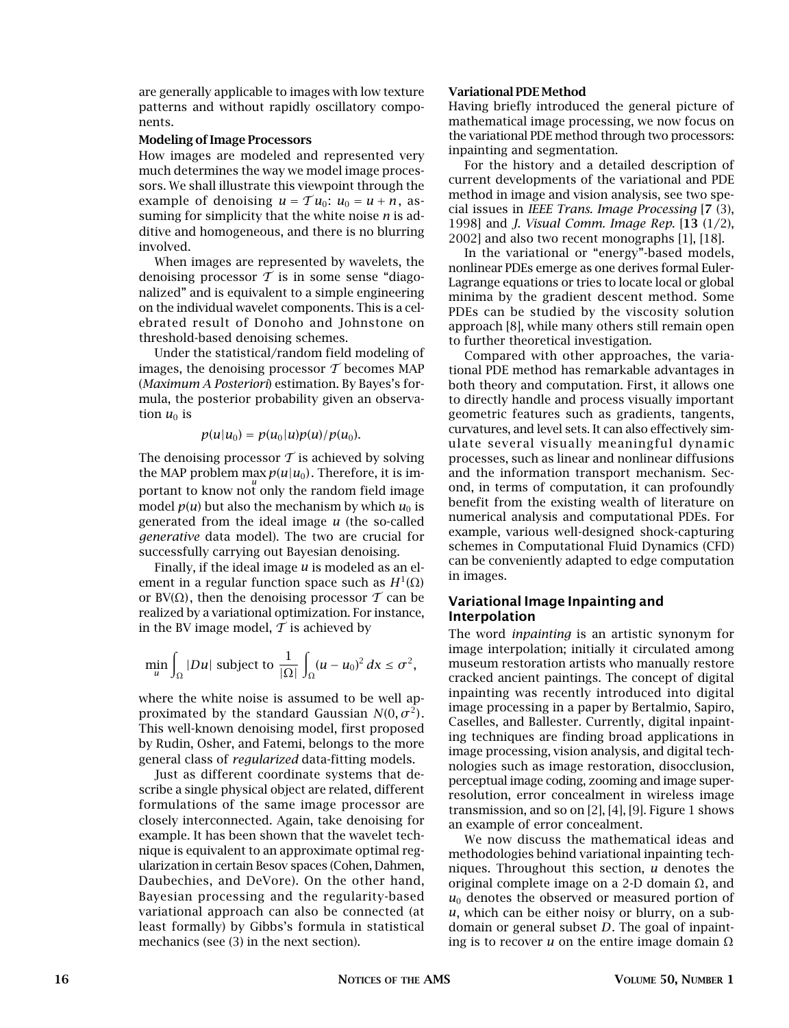are generally applicable to images with low texture patterns and without rapidly oscillatory components.

### Modeling of Image Processors

How images are modeled and represented very much determines the way we model image processors. We shall illustrate this viewpoint through the example of denoising $u = \mathcal{T} u_0$: $u_0 = u + n$, assuming for simplicity that the white noise $n$ is additive and homogeneous, and there is no blurring involved.

When images are represented by wavelets, the denoising processor $\mathcal{T}$ is in some sense "diagonalized" and is equivalent to a simple engineering on the individual wavelet components. This is a celebrated result of Donoho and Johnstone on threshold-based denoising schemes.

Under the statistical/random field modeling of images, the denoising processor $\mathcal{T}$ becomes MAP (*Maximum A Posteriori*) estimation. By Bayes's formula, the posterior probability given an observation $u_0$ is

$$p(u|u_0) = p(u_0|u)p(u)/p(u_0).$$

The denoising processor $\mathcal{T}$ is achieved by solving the MAP problem $\max_u p(u|u_0)$. Therefore, it is important to know not only the random field image model $p(u)$ but also the mechanism by which $u_0$ is generated from the ideal image $u$ (the so-called *generative* data model). The two are crucial for successfully carrying out Bayesian denoising.

Finally, if the ideal image $u$ is modeled as an element in a regular function space such as $H^1(\Omega)$ or $\mathrm{BV}(\Omega)$, then the denoising processor $\mathcal{T}$ can be realized by a variational optimization. For instance, in the BV image model, $\mathcal{T}$ is achieved by

$$\min_u \int_\Omega |Du| \text{ subject to } \frac{1}{|\Omega|} \int_\Omega (u - u_0)^2 \, dx \le \sigma^2,$$

where the white noise is assumed to be well approximated by the standard Gaussian $N(0, \sigma^2)$. This well-known denoising model, first proposed by Rudin, Osher, and Fatemi, belongs to the more general class of *regularized* data-fitting models.

Just as different coordinate systems that describe a single physical object are related, different formulations of the same image processor are closely interconnected. Again, take denoising for example. It has been shown that the wavelet technique is equivalent to an approximate optimal regularization in certain Besov spaces (Cohen, Dahmen, Daubechies, and DeVore). On the other hand, Bayesian processing and the regularity-based variational approach can also be connected (at least formally) by Gibbs's formula in statistical mechanics (see (3) in the next section).

### Variational PDE Method

Having briefly introduced the general picture of mathematical image processing, we now focus on the variational PDE method through two processors: inpainting and segmentation.

For the history and a detailed description of current developments of the variational and PDE method in image and vision analysis, see two special issues in *IEEE Trans. Image Processing* [**7** (3), 1998] and *J. Visual Comm. Image Rep.* [**13** (1/2), 2002] and also two recent monographs [1], [18].

In the variational or "energy"-based models, nonlinear PDEs emerge as one derives formal Euler-Lagrange equations or tries to locate local or global minima by the gradient descent method. Some PDEs can be studied by the viscosity solution approach [8], while many others still remain open to further theoretical investigation.

Compared with other approaches, the variational PDE method has remarkable advantages in both theory and computation. First, it allows one to directly handle and process visually important geometric features such as gradients, tangents, curvatures, and level sets. It can also effectively simulate several visually meaningful dynamic processes, such as linear and nonlinear diffusions and the information transport mechanism. Second, in terms of computation, it can profoundly benefit from the existing wealth of literature on numerical analysis and computational PDEs. For example, various well-designed shock-capturing schemes in Computational Fluid Dynamics (CFD) can be conveniently adapted to edge computation in images.

## Variational Image Inpainting and Interpolation

The word *inpainting* is an artistic synonym for image interpolation; initially it circulated among museum restoration artists who manually restore cracked ancient paintings. The concept of digital inpainting was recently introduced into digital image processing in a paper by Bertalmio, Sapiro, Caselles, and Ballester. Currently, digital inpainting techniques are finding broad applications in image processing, vision analysis, and digital technologies such as image restoration, disocclusion, perceptual image coding, zooming and image superresolution, error concealment in wireless image transmission, and so on [2], [4], [9]. Figure 1 shows an example of error concealment.

We now discuss the mathematical ideas and methodologies behind variational inpainting techniques. Throughout this section, $u$ denotes the original complete image on a 2-D domain $\Omega$, and $u_0$ denotes the observed or measured portion of $u$, which can be either noisy or blurry, on a subdomain or general subset $D$. The goal of inpainting is to recover $u$ on the entire image domain $\Omega$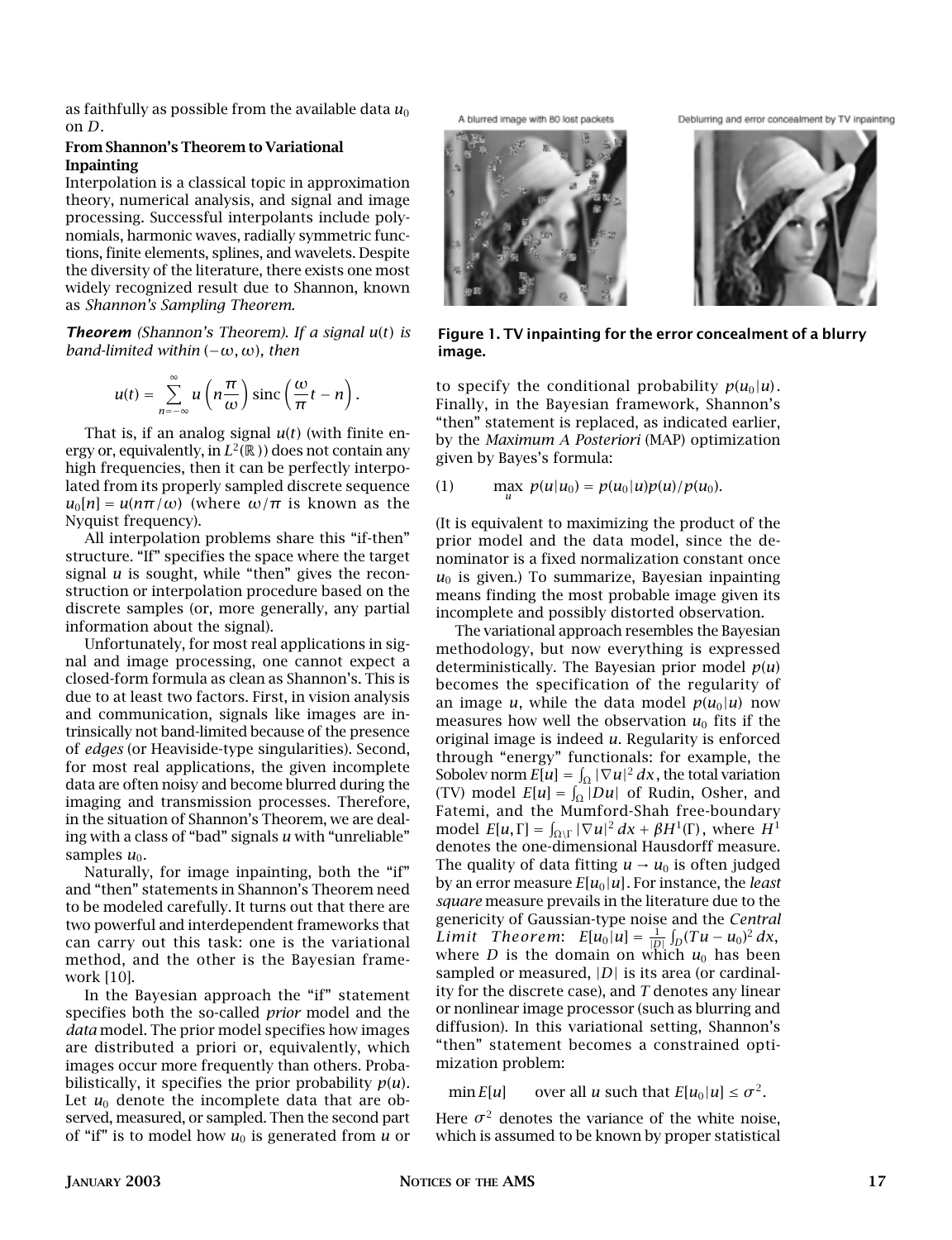as faithfully as possible from the available data $u_0$ on $D$.

### From Shannon's Theorem to Variational Inpainting

Interpolation is a classical topic in approximation theory, numerical analysis, and signal and image processing. Successful interpolants include polynomials, harmonic waves, radially symmetric functions, finite elements, splines, and wavelets. Despite the diversity of the literature, there exists one most widely recognized result due to Shannon, known as *Shannon's Sampling Theorem.*

***Theorem*** *(Shannon's Theorem). If a signal $u(t)$ is band-limited within $(-\omega, \omega)$, then*

$$u(t) = \sum_{n=-\infty}^{\infty} u\left(n\frac{\pi}{\omega}\right) \operatorname{sinc}\left(\frac{\omega}{\pi}t - n\right).$$

That is, if an analog signal $u(t)$ (with finite energy or, equivalently, in $L^2(\mathbb{R})$) does not contain any high frequencies, then it can be perfectly interpolated from its properly sampled discrete sequence $u_0[n] = u(n\pi/\omega)$ (where $\omega/\pi$ is known as the Nyquist frequency).

All interpolation problems share this "if-then" structure. "If" specifies the space where the target signal $u$ is sought, while "then" gives the reconstruction or interpolation procedure based on the discrete samples (or, more generally, any partial information about the signal).

Unfortunately, for most real applications in signal and image processing, one cannot expect a closed-form formula as clean as Shannon's. This is due to at least two factors. First, in vision analysis and communication, signals like images are intrinsically not band-limited because of the presence of *edges* (or Heaviside-type singularities). Second, for most real applications, the given incomplete data are often noisy and become blurred during the imaging and transmission processes. Therefore, in the situation of Shannon's Theorem, we are dealing with a class of "bad" signals $u$ with "unreliable" samples $u_0$.

Naturally, for image inpainting, both the "if" and "then" statements in Shannon's Theorem need to be modeled carefully. It turns out that there are two powerful and interdependent frameworks that can carry out this task: one is the variational method, and the other is the Bayesian framework [10].

In the Bayesian approach the "if" statement specifies both the so-called *prior* model and the *data* model. The prior model specifies how images are distributed a priori or, equivalently, which images occur more frequently than others. Probabilistically, it specifies the prior probability $p(u)$. Let $u_0$ denote the incomplete data that are observed, measured, or sampled. Then the second part of "if" is to model how $u_0$ is generated from $u$ or to specify the conditional probability $p(u_0|u)$. Finally, in the Bayesian framework, Shannon's "then" statement is replaced, as indicated earlier, by the *Maximum A Posteriori* (MAP) optimization given by Bayes's formula:

$$\max_u \; p(u|u_0) = p(u_0|u)p(u)/p(u_0). \tag{1}$$

(It is equivalent to maximizing the product of the prior model and the data model, since the denominator is a fixed normalization constant once $u_0$ is given.) To summarize, Bayesian inpainting means finding the most probable image given its incomplete and possibly distorted observation.

A blurred image with 80 lost packets

Deblurring and error concealment by TV inpainting

**Figure 1. TV inpainting for the error concealment of a blurry image.**

The variational approach resembles the Bayesian methodology, but now everything is expressed deterministically. The Bayesian prior model $p(u)$ becomes the specification of the regularity of an image $u$, while the data model $p(u_0|u)$ now measures how well the observation $u_0$ fits if the original image is indeed $u$. Regularity is enforced through "energy" functionals: for example, the Sobolev norm $E[u] = \int_\Omega |\nabla u|^2 \, dx$, the total variation (TV) model $E[u] = \int_\Omega |Du|$ of Rudin, Osher, and Fatemi, and the Mumford-Shah free-boundary model $E[u, \Gamma] = \int_{\Omega\setminus\Gamma} |\nabla u|^2 \, dx + \beta H^1(\Gamma)$, where $H^1$ denotes the one-dimensional Hausdorff measure. The quality of data fitting $u \to u_0$ is often judged by an error measure $E[u_0|u]$. For instance, the *least square* measure prevails in the literature due to the genericity of Gaussian-type noise and the *Central Limit Theorem*: $E[u_0|u] = \frac{1}{|D|}\int_D (Tu - u_0)^2 \, dx$, where $D$ is the domain on which $u_0$ has been sampled or measured, $|D|$ is its area (or cardinality for the discrete case), and $T$ denotes any linear or nonlinear image processor (such as blurring and diffusion). In this variational setting, Shannon's "then" statement becomes a constrained optimization problem:

$$\min E[u] \qquad \text{over all } u \text{ such that } E[u_0|u] \le \sigma^2.$$

Here $\sigma^2$ denotes the variance of the white noise, which is assumed to be known by proper statistical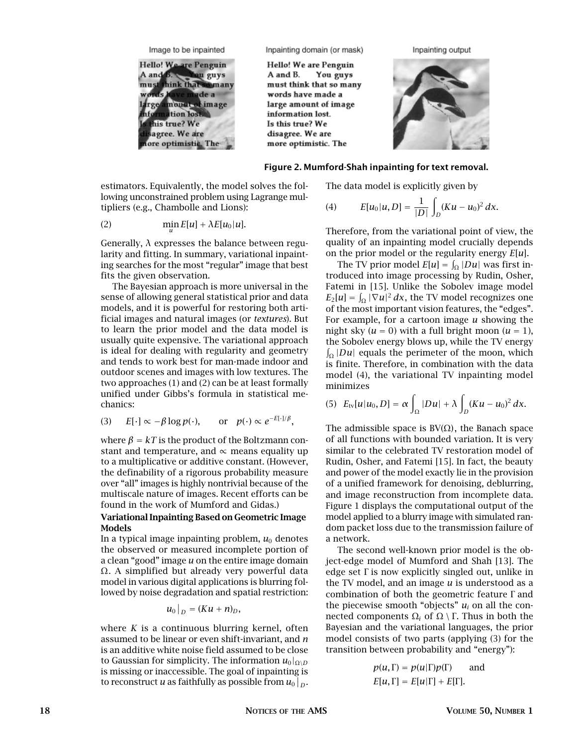Image to be inpainted

Inpainting domain (or mask)

Inpainting output

**Figure 2. Mumford-Shah inpainting for text removal.**

estimators. Equivalently, the model solves the following unconstrained problem using Lagrange multipliers (e.g., Chambolle and Lions):

$$(2) \qquad \min_u E[u] + \lambda E[u_0|u].$$

Generally, $\lambda$ expresses the balance between regularity and fitting. In summary, variational inpainting searches for the most "regular" image that best fits the given observation.

The Bayesian approach is more universal in the sense of allowing general statistical prior and data models, and it is powerful for restoring both artificial images and natural images (or *textures*). But to learn the prior model and the data model is usually quite expensive. The variational approach is ideal for dealing with regularity and geometry and tends to work best for man-made indoor and outdoor scenes and images with low textures. The two approaches (1) and (2) can be at least formally unified under Gibbs's formula in statistical mechanics:

$$(3) \qquad E[\cdot] \propto -\beta \log p(\cdot), \qquad \text{or} \quad p(\cdot) \propto e^{-E[\cdot]/\beta},$$

where $\beta = kT$ is the product of the Boltzmann constant and temperature, and $\propto$ means equality up to a multiplicative or additive constant. (However, the definability of a rigorous probability measure over "all" images is highly nontrivial because of the multiscale nature of images. Recent efforts can be found in the work of Mumford and Gidas.)

**Variational Inpainting Based on Geometric Image Models**

In a typical image inpainting problem, $u_0$ denotes the observed or measured incomplete portion of a clean "good" image $u$ on the entire image domain $\Omega$. A simplified but already very powerful data model in various digital applications is blurring followed by noise degradation and spatial restriction:

$$u_0\big|_D = (Ku + n)_D,$$

where $K$ is a continuous blurring kernel, often assumed to be linear or even shift-invariant, and $n$ is an additive white noise field assumed to be close to Gaussian for simplicity. The information $u_0|_{\Omega \setminus D}$ is missing or inaccessible. The goal of inpainting is to reconstruct $u$ as faithfully as possible from $u_0\big|_D$.

The data model is explicitly given by

$$(4) \qquad E[u_0|u, D] = \frac{1}{|D|}\int_D (Ku - u_0)^2\, dx.$$

Therefore, from the variational point of view, the quality of an inpainting model crucially depends on the prior model or the regularity energy $E[u]$.

The TV prior model $E[u] = \int_\Omega |Du|$ was first introduced into image processing by Rudin, Osher, Fatemi in [15]. Unlike the Sobolev image model $E_2[u] = \int_\Omega |\nabla u|^2\, dx$, the TV model recognizes one of the most important vision features, the "edges". For example, for a cartoon image $u$ showing the night sky ($u = 0$) with a full bright moon ($u = 1$), the Sobolev energy blows up, while the TV energy $\int_\Omega |Du|$ equals the perimeter of the moon, which is finite. Therefore, in combination with the data model (4), the variational TV inpainting model minimizes

$$(5) \quad E_{\text{tv}}[u|u_0, D] = \alpha \int_\Omega |Du| + \lambda \int_D (Ku - u_0)^2\, dx.$$

The admissible space is $\text{BV}(\Omega)$, the Banach space of all functions with bounded variation. It is very similar to the celebrated TV restoration model of Rudin, Osher, and Fatemi [15]. In fact, the beauty and power of the model exactly lie in the provision of a unified framework for denoising, deblurring, and image reconstruction from incomplete data. Figure 1 displays the computational output of the model applied to a blurry image with simulated random packet loss due to the transmission failure of a network.

The second well-known prior model is the object-edge model of Mumford and Shah [13]. The edge set $\Gamma$ is now explicitly singled out, unlike in the TV model, and an image $u$ is understood as a combination of both the geometric feature $\Gamma$ and the piecewise smooth "objects" $u_i$ on all the connected components $\Omega_i$ of $\Omega \setminus \Gamma$. Thus in both the Bayesian and the variational languages, the prior model consists of two parts (applying (3) for the transition between probability and "energy"):

$$p(u, \Gamma) = p(u|\Gamma)p(\Gamma) \qquad \text{and}$$
$$E[u, \Gamma] = E[u|\Gamma] + E[\Gamma].$$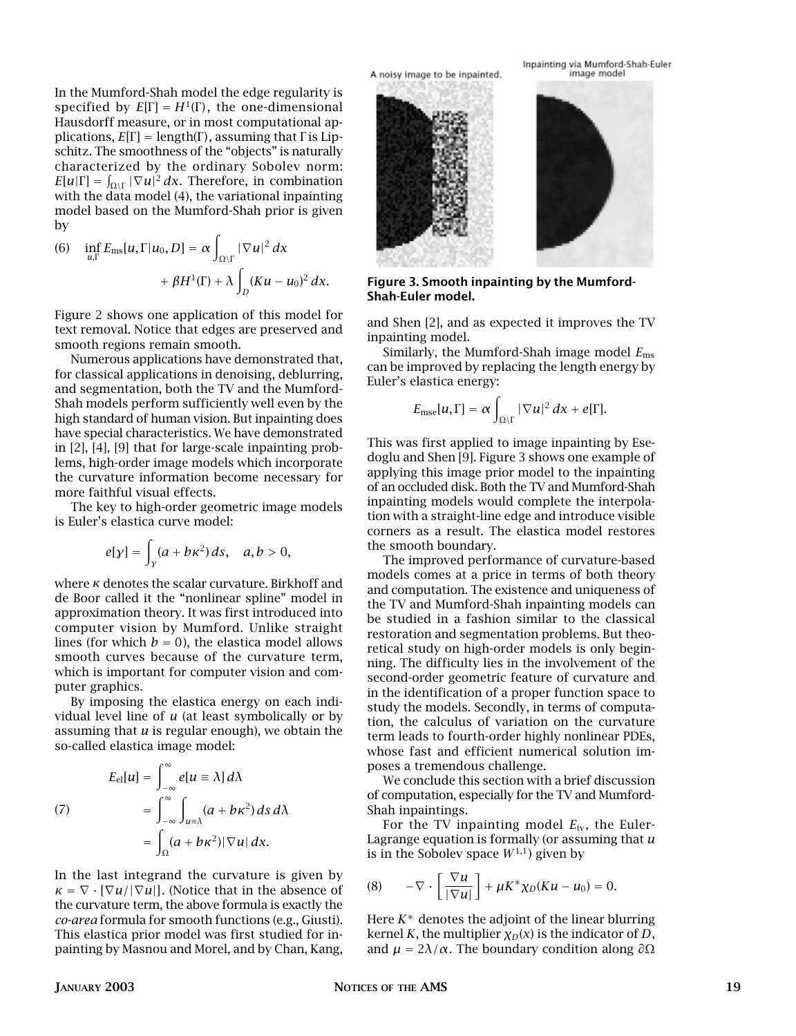In the Mumford-Shah model the edge regularity is specified by $E[\Gamma] = H^1(\Gamma)$, the one-dimensional Hausdorff measure, or in most computational applications, $E[\Gamma] = \text{length}(\Gamma)$, assuming that $\Gamma$ is Lipschitz. The smoothness of the "objects" is naturally characterized by the ordinary Sobolev norm: $E[u|\Gamma] = \int_{\Omega\setminus\Gamma} |\nabla u|^2 \, dx$. Therefore, in combination with the data model (4), the variational inpainting model based on the Mumford-Shah prior is given by

$$(6) \quad \inf_{u,\Gamma} E_{\text{ms}}[u, \Gamma | u_0, D] = \alpha \int_{\Omega\setminus\Gamma} |\nabla u|^2 \, dx + \beta H^1(\Gamma) + \lambda \int_D (Ku - u_0)^2 \, dx.$$

Figure 2 shows one application of this model for text removal. Notice that edges are preserved and smooth regions remain smooth.

Numerous applications have demonstrated that, for classical applications in denoising, deblurring, and segmentation, both the TV and the Mumford-Shah models perform sufficiently well even by the high standard of human vision. But inpainting does have special characteristics. We have demonstrated in [2], [4], [9] that for large-scale inpainting problems, high-order image models which incorporate the curvature information become necessary for more faithful visual effects.

The key to high-order geometric image models is Euler's elastica curve model:

$$e[\gamma] = \int_\gamma (a + b\kappa^2) \, ds, \quad a, b > 0,$$

where $\kappa$ denotes the scalar curvature. Birkhoff and de Boor called it the "nonlinear spline" model in approximation theory. It was first introduced into computer vision by Mumford. Unlike straight lines (for which $b = 0$), the elastica model allows smooth curves because of the curvature term, which is important for computer vision and computer graphics.

By imposing the elastica energy on each individual level line of $u$ (at least symbolically or by assuming that $u$ is regular enough), we obtain the so-called elastica image model:

$$(7) \quad \begin{aligned} E_{\text{el}}[u] &= \int_{-\infty}^{\infty} e[u \equiv \lambda] \, d\lambda \\ &= \int_{-\infty}^{\infty} \int_{u \equiv \lambda} (a + b\kappa^2) \, ds \, d\lambda \\ &= \int_\Omega (a + b\kappa^2) |\nabla u| \, dx. \end{aligned}$$

In the last integrand the curvature is given by $\kappa = \nabla \cdot [\nabla u / |\nabla u|]$. (Notice that in the absence of the curvature term, the above formula is exactly the *co-area* formula for smooth functions (e.g., Giusti). This elastica prior model was first studied for inpainting by Masnou and Morel, and by Chan, Kang, and Shen [2], and as expected it improves the TV inpainting model.

A noisy image to be inpainted. Inpainting via Mumford-Shah-Euler image model

**Figure 3. Smooth inpainting by the Mumford-Shah-Euler model.**

Similarly, the Mumford-Shah image model $E_{\text{ms}}$ can be improved by replacing the length energy by Euler's elastica energy:

$$E_{\text{mse}}[u, \Gamma] = \alpha \int_{\Omega\setminus\Gamma} |\nabla u|^2 \, dx + e[\Gamma].$$

This was first applied to image inpainting by Esedoglu and Shen [9]. Figure 3 shows one example of applying this image prior model to the inpainting of an occluded disk. Both the TV and Mumford-Shah inpainting models would complete the interpolation with a straight-line edge and introduce visible corners as a result. The elastica model restores the smooth boundary.

The improved performance of curvature-based models comes at a price in terms of both theory and computation. The existence and uniqueness of the TV and Mumford-Shah inpainting models can be studied in a fashion similar to the classical restoration and segmentation problems. But theoretical study on high-order models is only beginning. The difficulty lies in the involvement of the second-order geometric feature of curvature and in the identification of a proper function space to study the models. Secondly, in terms of computation, the calculus of variation on the curvature term leads to fourth-order highly nonlinear PDEs, whose fast and efficient numerical solution imposes a tremendous challenge.

We conclude this section with a brief discussion of computation, especially for the TV and Mumford-Shah inpaintings.

For the TV inpainting model $E_{\text{tv}}$, the Euler-Lagrange equation is formally (or assuming that $u$ is in the Sobolev space $W^{1,1}$) given by

$$(8) \quad -\nabla \cdot \left[ \frac{\nabla u}{|\nabla u|} \right] + \mu K^* \chi_D (Ku - u_0) = 0.$$

Here $K^*$ denotes the adjoint of the linear blurring kernel $K$, the multiplier $\chi_D(x)$ is the indicator of $D$, and $\mu = 2\lambda/\alpha$. The boundary condition along $\partial\Omega$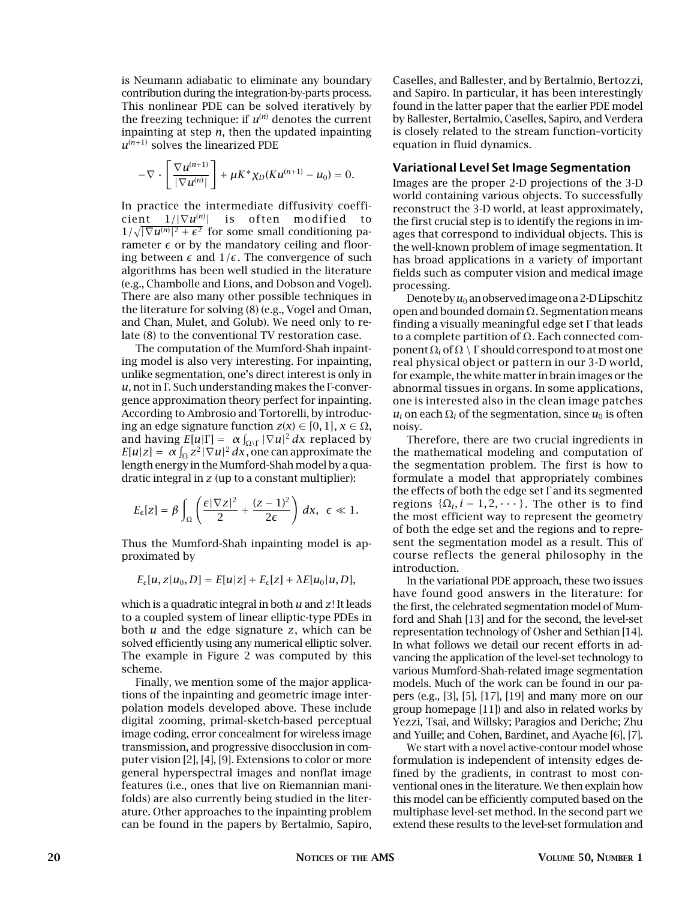is Neumann adiabatic to eliminate any boundary contribution during the integration-by-parts process. This nonlinear PDE can be solved iteratively by the freezing technique: if $u^{(n)}$ denotes the current inpainting at step $n$, then the updated inpainting $u^{(n+1)}$ solves the linearized PDE

$$-\nabla \cdot \left[ \frac{\nabla u^{(n+1)}}{|\nabla u^{(n)}|} \right] + \mu K^* \chi_D (K u^{(n+1)} - u_0) = 0.$$

In practice the intermediate diffusivity coefficient $1/|\nabla u^{(n)}|$ is often modified to $1/\sqrt{|\nabla u^{(n)}|^2 + \epsilon^2}$ for some small conditioning parameter $\epsilon$ or by the mandatory ceiling and flooring between $\epsilon$ and $1/\epsilon$. The convergence of such algorithms has been well studied in the literature (e.g., Chambolle and Lions, and Dobson and Vogel). There are also many other possible techniques in the literature for solving (8) (e.g., Vogel and Oman, and Chan, Mulet, and Golub). We need only to relate (8) to the conventional TV restoration case.

The computation of the Mumford-Shah inpainting model is also very interesting. For inpainting, unlike segmentation, one's direct interest is only in $u$, not in $\Gamma$. Such understanding makes the $\Gamma$-convergence approximation theory perfect for inpainting. According to Ambrosio and Tortorelli, by introducing an edge signature function $z(x) \in [0, 1]$, $x \in \Omega$, and having $E[u|\Gamma] = \alpha \int_{\Omega \setminus \Gamma} |\nabla u|^2 \, dx$ replaced by $E[u|z] = \alpha \int_\Omega z^2 |\nabla u|^2 \, dx$, one can approximate the length energy in the Mumford-Shah model by a quadratic integral in $z$ (up to a constant multiplier):

$$E_\epsilon[z] = \beta \int_\Omega \left( \frac{\epsilon |\nabla z|^2}{2} + \frac{(z-1)^2}{2\epsilon} \right) dx, \;\; \epsilon \ll 1.$$

Thus the Mumford-Shah inpainting model is approximated by

$$E_\epsilon[u, z | u_0, D] = E[u|z] + E_\epsilon[z] + \lambda E[u_0 | u, D],$$

which is a quadratic integral in both $u$ and $z$! It leads to a coupled system of linear elliptic-type PDEs in both $u$ and the edge signature $z$, which can be solved efficiently using any numerical elliptic solver. The example in Figure 2 was computed by this scheme.

Finally, we mention some of the major applications of the inpainting and geometric image interpolation models developed above. These include digital zooming, primal-sketch-based perceptual image coding, error concealment for wireless image transmission, and progressive disocclusion in computer vision [2], [4], [9]. Extensions to color or more general hyperspectral images and nonflat image features (i.e., ones that live on Riemannian manifolds) are also currently being studied in the literature. Other approaches to the inpainting problem can be found in the papers by Bertalmio, Sapiro, Caselles, and Ballester, and by Bertalmio, Bertozzi, and Sapiro. In particular, it has been interestingly found in the latter paper that the earlier PDE model by Ballester, Bertalmio, Caselles, Sapiro, and Verdera is closely related to the stream function–vorticity equation in fluid dynamics.

## Variational Level Set Image Segmentation

Images are the proper 2-D projections of the 3-D world containing various objects. To successfully reconstruct the 3-D world, at least approximately, the first crucial step is to identify the regions in images that correspond to individual objects. This is the well-known problem of image segmentation. It has broad applications in a variety of important fields such as computer vision and medical image processing.

Denote by $u_0$ an observed image on a 2-D Lipschitz open and bounded domain $\Omega$. Segmentation means finding a visually meaningful edge set $\Gamma$ that leads to a complete partition of $\Omega$. Each connected component $\Omega_i$ of $\Omega \setminus \Gamma$ should correspond to at most one real physical object or pattern in our 3-D world, for example, the white matter in brain images or the abnormal tissues in organs. In some applications, one is interested also in the clean image patches $u_i$ on each $\Omega_i$ of the segmentation, since $u_0$ is often noisy.

Therefore, there are two crucial ingredients in the mathematical modeling and computation of the segmentation problem. The first is how to formulate a model that appropriately combines the effects of both the edge set $\Gamma$ and its segmented regions $\{\Omega_i, i = 1, 2, \cdots\}$. The other is to find the most efficient way to represent the geometry of both the edge set and the regions and to represent the segmentation model as a result. This of course reflects the general philosophy in the introduction.

In the variational PDE approach, these two issues have found good answers in the literature: for the first, the celebrated segmentation model of Mumford and Shah [13] and for the second, the level-set representation technology of Osher and Sethian [14]. In what follows we detail our recent efforts in advancing the application of the level-set technology to various Mumford-Shah-related image segmentation models. Much of the work can be found in our papers (e.g., [3], [5], [17], [19] and many more on our group homepage [11]) and also in related works by Yezzi, Tsai, and Willsky; Paragios and Deriche; Zhu and Yuille; and Cohen, Bardinet, and Ayache [6], [7].

We start with a novel active-contour model whose formulation is independent of intensity edges defined by the gradients, in contrast to most conventional ones in the literature. We then explain how this model can be efficiently computed based on the multiphase level-set method. In the second part we extend these results to the level-set formulation and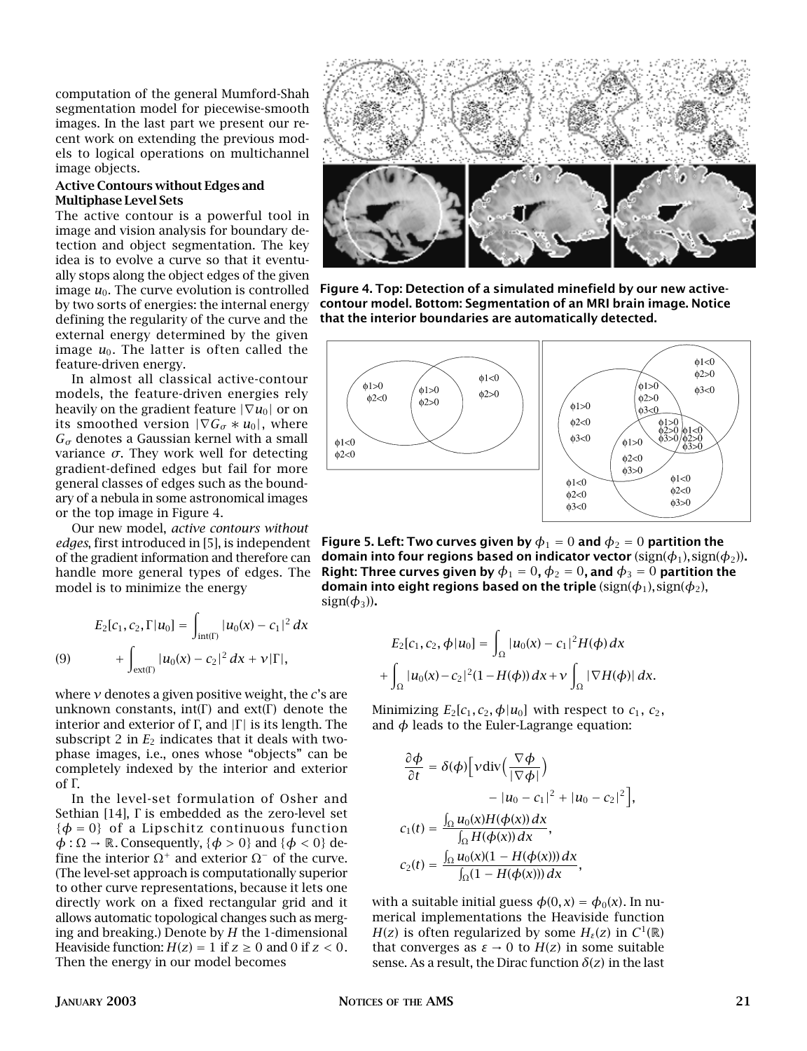computation of the general Mumford-Shah segmentation model for piecewise-smooth images. In the last part we present our recent work on extending the previous models to logical operations on multichannel image objects.

### Active Contours without Edges and Multiphase Level Sets

The active contour is a powerful tool in image and vision analysis for boundary detection and object segmentation. The key idea is to evolve a curve so that it eventually stops along the object edges of the given image $u_0$. The curve evolution is controlled by two sorts of energies: the internal energy defining the regularity of the curve and the external energy determined by the given image $u_0$. The latter is often called the feature-driven energy.

In almost all classical active-contour models, the feature-driven energies rely heavily on the gradient feature $|\nabla u_0|$ or on its smoothed version $|\nabla G_\sigma * u_0|$, where $G_\sigma$ denotes a Gaussian kernel with a small variance $\sigma$. They work well for detecting gradient-defined edges but fail for more general classes of edges such as the boundary of a nebula in some astronomical images or the top image in Figure 4.

Our new model, *active contours without edges*, first introduced in [5], is independent of the gradient information and therefore can handle more general types of edges. The model is to minimize the energy

$$E_2[c_1, c_2, \Gamma | u_0] = \int_{\text{int}(\Gamma)} |u_0(x) - c_1|^2 \, dx + \int_{\text{ext}(\Gamma)} |u_0(x) - c_2|^2 \, dx + \nu |\Gamma|, \tag{9}$$

where $\nu$ denotes a given positive weight, the $c$'s are unknown constants, $\text{int}(\Gamma)$ and $\text{ext}(\Gamma)$ denote the interior and exterior of $\Gamma$, and $|\Gamma|$ is its length. The subscript 2 in $E_2$ indicates that it deals with two-phase images, i.e., ones whose "objects" can be completely indexed by the interior and exterior of $\Gamma$.

In the level-set formulation of Osher and Sethian [14], $\Gamma$ is embedded as the zero-level set $\{\phi = 0\}$ of a Lipschitz continuous function $\phi : \Omega \to \mathbb{R}$. Consequently, $\{\phi > 0\}$ and $\{\phi < 0\}$ define the interior $\Omega^+$ and exterior $\Omega^-$ of the curve. (The level-set approach is computationally superior to other curve representations, because it lets one directly work on a fixed rectangular grid and it allows automatic topological changes such as merging and breaking.) Denote by $H$ the 1-dimensional Heaviside function: $H(z) = 1$ if $z \geq 0$ and $0$ if $z < 0$. Then the energy in our model becomes

**Figure 4. Top: Detection of a simulated minefield by our new active-contour model. Bottom: Segmentation of an MRI brain image. Notice that the interior boundaries are automatically detected.**

**Figure 5. Left: Two curves given by $\phi_1 = 0$ and $\phi_2 = 0$ partition the domain into four regions based on indicator vector $(\text{sign}(\phi_1), \text{sign}(\phi_2))$. Right: Three curves given by $\phi_1 = 0$, $\phi_2 = 0$, and $\phi_3 = 0$ partition the domain into eight regions based on the triple $(\text{sign}(\phi_1), \text{sign}(\phi_2), \text{sign}(\phi_3))$.**

$$E_2[c_1, c_2, \phi | u_0] = \int_\Omega |u_0(x) - c_1|^2 H(\phi) \, dx + \int_\Omega |u_0(x) - c_2|^2 (1 - H(\phi)) \, dx + \nu \int_\Omega |\nabla H(\phi)| \, dx.$$

Minimizing $E_2[c_1, c_2, \phi | u_0]$ with respect to $c_1$, $c_2$, and $\phi$ leads to the Euler-Lagrange equation:

$$\frac{\partial \phi}{\partial t} = \delta(\phi) \Big[ \nu \text{div}\Big( \frac{\nabla \phi}{|\nabla \phi|} \Big) - |u_0 - c_1|^2 + |u_0 - c_2|^2 \Big],$$

$$c_1(t) = \frac{\int_\Omega u_0(x) H(\phi(x)) \, dx}{\int_\Omega H(\phi(x)) \, dx},$$

$$c_2(t) = \frac{\int_\Omega u_0(x)(1 - H(\phi(x))) \, dx}{\int_\Omega (1 - H(\phi(x))) \, dx},$$

with a suitable initial guess $\phi(0, x) = \phi_0(x)$. In numerical implementations the Heaviside function $H(z)$ is often regularized by some $H_\varepsilon(z)$ in $C^1(\mathbb{R})$ that converges as $\varepsilon \to 0$ to $H(z)$ in some suitable sense. As a result, the Dirac function $\delta(z)$ in the last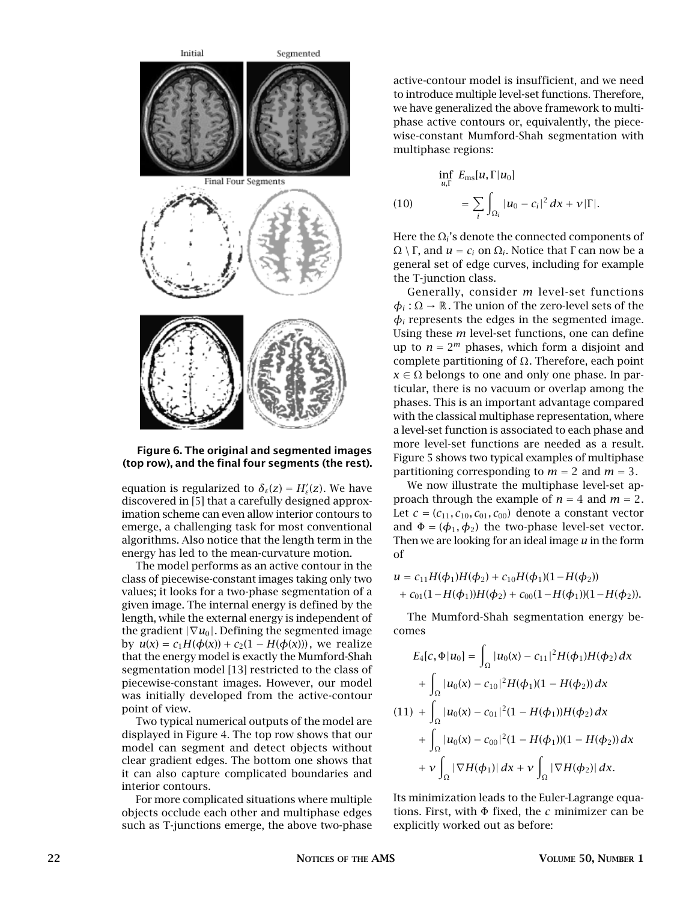Figure 6. The original and segmented images (top row), and the final four segments (the rest).

equation is regularized to $\delta_\varepsilon(z) = H'_\varepsilon(z)$. We have discovered in [5] that a carefully designed approximation scheme can even allow interior contours to emerge, a challenging task for most conventional algorithms. Also notice that the length term in the energy has led to the mean-curvature motion.

The model performs as an active contour in the class of piecewise-constant images taking only two values; it looks for a two-phase segmentation of a given image. The internal energy is defined by the length, while the external energy is independent of the gradient $|\nabla u_0|$. Defining the segmented image by $u(x) = c_1 H(\phi(x)) + c_2(1 - H(\phi(x)))$, we realize that the energy model is exactly the Mumford-Shah segmentation model [13] restricted to the class of piecewise-constant images. However, our model was initially developed from the active-contour point of view.

Two typical numerical outputs of the model are displayed in Figure 4. The top row shows that our model can segment and detect objects without clear gradient edges. The bottom one shows that it can also capture complicated boundaries and interior contours.

For more complicated situations where multiple objects occlude each other and multiphase edges such as T-junctions emerge, the above two-phase active-contour model is insufficient, and we need to introduce multiple level-set functions. Therefore, we have generalized the above framework to multiphase active contours or, equivalently, the piecewise-constant Mumford-Shah segmentation with multiphase regions:

$$
\inf_{u,\Gamma} E_{\mathrm{ms}}[u,\Gamma|u_0] = \sum_i \int_{\Omega_i} |u_0 - c_i|^2\,dx + \nu|\Gamma|. \tag{10}
$$

Here the $\Omega_i$'s denote the connected components of $\Omega \setminus \Gamma$, and $u = c_i$ on $\Omega_i$. Notice that $\Gamma$ can now be a general set of edge curves, including for example the T-junction class.

Generally, consider $m$ level-set functions $\phi_i : \Omega \to \mathbb{R}$. The union of the zero-level sets of the $\phi_i$ represents the edges in the segmented image. Using these $m$ level-set functions, one can define up to $n = 2^m$ phases, which form a disjoint and complete partitioning of $\Omega$. Therefore, each point $x \in \Omega$ belongs to one and only one phase. In particular, there is no vacuum or overlap among the phases. This is an important advantage compared with the classical multiphase representation, where a level-set function is associated to each phase and more level-set functions are needed as a result. Figure 5 shows two typical examples of multiphase partitioning corresponding to $m = 2$ and $m = 3$.

We now illustrate the multiphase level-set approach through the example of $n = 4$ and $m = 2$. Let $c = (c_{11}, c_{10}, c_{01}, c_{00})$ denote a constant vector and $\Phi = (\phi_1, \phi_2)$ the two-phase level-set vector. Then we are looking for an ideal image $u$ in the form of

$$
\begin{aligned}
u = {} & c_{11}H(\phi_1)H(\phi_2) + c_{10}H(\phi_1)(1-H(\phi_2)) \\
& + c_{01}(1-H(\phi_1))H(\phi_2) + c_{00}(1-H(\phi_1))(1-H(\phi_2)).
\end{aligned}
$$

The Mumford-Shah segmentation energy becomes

$$
\begin{aligned}
E_4[c,\Phi|u_0] = {} & \int_\Omega |u_0(x) - c_{11}|^2 H(\phi_1)H(\phi_2)\,dx \\
& + \int_\Omega |u_0(x) - c_{10}|^2 H(\phi_1)(1 - H(\phi_2))\,dx \\
& + \int_\Omega |u_0(x) - c_{01}|^2 (1 - H(\phi_1))H(\phi_2)\,dx \\
& + \int_\Omega |u_0(x) - c_{00}|^2 (1 - H(\phi_1))(1 - H(\phi_2))\,dx \\
& + \nu \int_\Omega |\nabla H(\phi_1)|\,dx + \nu \int_\Omega |\nabla H(\phi_2)|\,dx.
\end{aligned} \tag{11}
$$

Its minimization leads to the Euler-Lagrange equations. First, with $\Phi$ fixed, the $c$ minimizer can be explicitly worked out as before: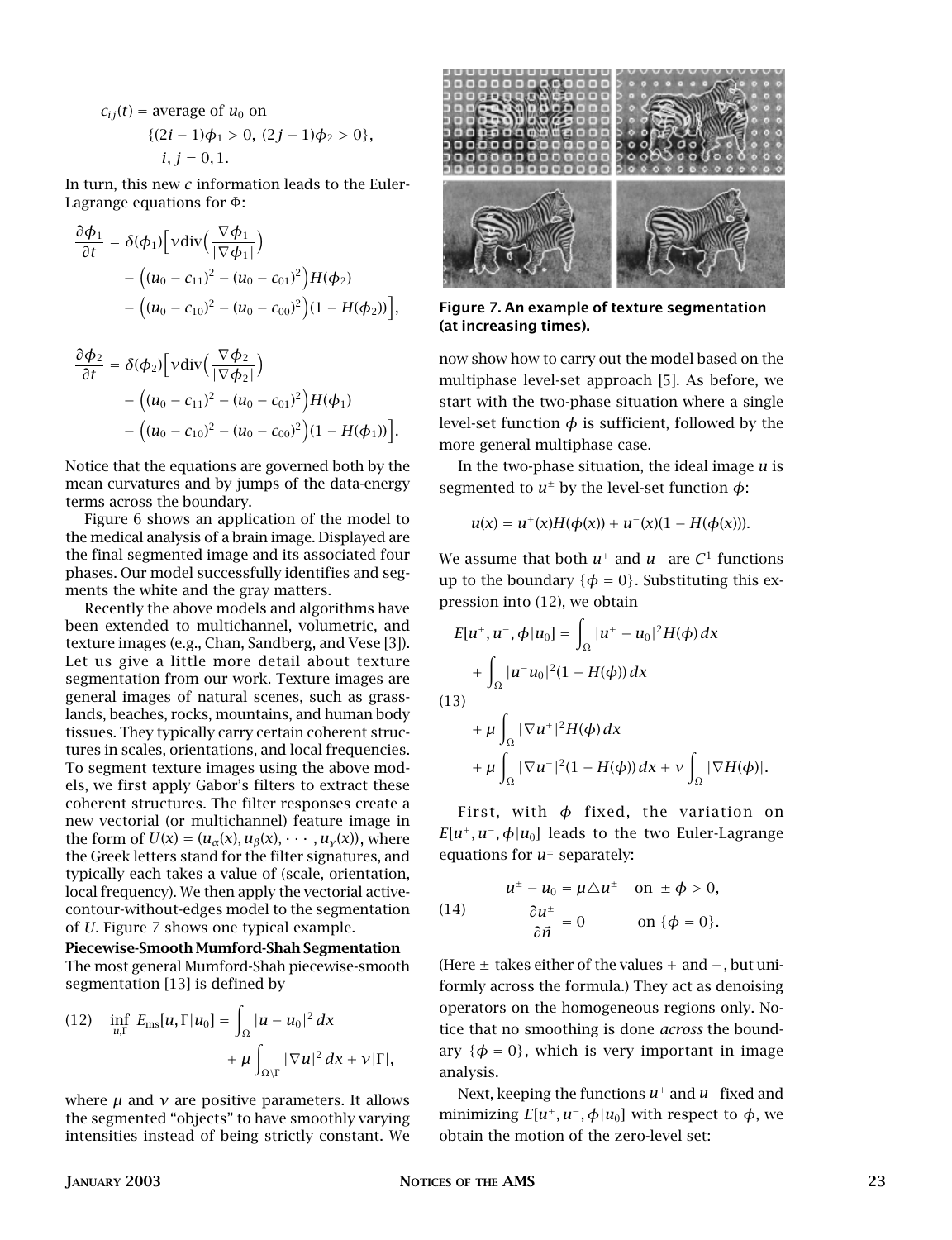$$c_{ij}(t) = \text{average of } u_0 \text{ on } \{(2i-1)\phi_1 > 0,\ (2j-1)\phi_2 > 0\},\quad i,j = 0,1.$$

In turn, this new $c$ information leads to the Euler-Lagrange equations for $\Phi$:

$$\frac{\partial \phi_1}{\partial t} = \delta(\phi_1)\Big[\nu \operatorname{div}\Big(\frac{\nabla \phi_1}{|\nabla \phi_1|}\Big) - \Big((u_0 - c_{11})^2 - (u_0 - c_{01})^2\Big)H(\phi_2) - \Big((u_0 - c_{10})^2 - (u_0 - c_{00})^2\Big)(1 - H(\phi_2))\Big],$$

$$\frac{\partial \phi_2}{\partial t} = \delta(\phi_2)\Big[\nu \operatorname{div}\Big(\frac{\nabla \phi_2}{|\nabla \phi_2|}\Big) - \Big((u_0 - c_{11})^2 - (u_0 - c_{01})^2\Big)H(\phi_1) - \Big((u_0 - c_{10})^2 - (u_0 - c_{00})^2\Big)(1 - H(\phi_1))\Big].$$

Notice that the equations are governed both by the mean curvatures and by jumps of the data-energy terms across the boundary.

Figure 6 shows an application of the model to the medical analysis of a brain image. Displayed are the final segmented image and its associated four phases. Our model successfully identifies and segments the white and the gray matters.

Recently the above models and algorithms have been extended to multichannel, volumetric, and texture images (e.g., Chan, Sandberg, and Vese [3]). Let us give a little more detail about texture segmentation from our work. Texture images are general images of natural scenes, such as grasslands, beaches, rocks, mountains, and human body tissues. They typically carry certain coherent structures in scales, orientations, and local frequencies. To segment texture images using the above models, we first apply Gabor's filters to extract these coherent structures. The filter responses create a new vectorial (or multichannel) feature image in the form of $U(x) = (u_\alpha(x), u_\beta(x), \cdots, u_\gamma(x))$, where the Greek letters stand for the filter signatures, and typically each takes a value of (scale, orientation, local frequency). We then apply the vectorial active-contour-without-edges model to the segmentation of $U$. Figure 7 shows one typical example.

**Figure 7. An example of texture segmentation (at increasing times).**

### Piecewise-Smooth Mumford-Shah Segmentation

The most general Mumford-Shah piecewise-smooth segmentation [13] is defined by

$$\inf_{u,\Gamma} E_{\text{ms}}[u, \Gamma | u_0] = \int_\Omega |u - u_0|^2\, dx + \mu \int_{\Omega \setminus \Gamma} |\nabla u|^2\, dx + \nu |\Gamma|, \tag{12}$$

where $\mu$ and $\nu$ are positive parameters. It allows the segmented "objects" to have smoothly varying intensities instead of being strictly constant. We now show how to carry out the model based on the multiphase level-set approach [5]. As before, we start with the two-phase situation where a single level-set function $\phi$ is sufficient, followed by the more general multiphase case.

In the two-phase situation, the ideal image $u$ is segmented to $u^\pm$ by the level-set function $\phi$:

$$u(x) = u^+(x)H(\phi(x)) + u^-(x)(1 - H(\phi(x))).$$

We assume that both $u^+$ and $u^-$ are $C^1$ functions up to the boundary $\{\phi = 0\}$. Substituting this expression into (12), we obtain

$$\begin{aligned} E[u^+, u^-, \phi | u_0] &= \int_\Omega |u^+ - u_0|^2 H(\phi)\, dx + \int_\Omega |u^- u_0|^2 (1 - H(\phi))\, dx \\ &+ \mu \int_\Omega |\nabla u^+|^2 H(\phi)\, dx + \mu \int_\Omega |\nabla u^-|^2 (1 - H(\phi))\, dx + \nu \int_\Omega |\nabla H(\phi)|. \end{aligned} \tag{13}$$

First, with $\phi$ fixed, the variation on $E[u^+, u^-, \phi | u_0]$ leads to the two Euler-Lagrange equations for $u^\pm$ separately:

$$\begin{aligned} u^\pm - u_0 &= \mu \triangle u^\pm \quad \text{on } \pm\phi > 0, \\ \frac{\partial u^\pm}{\partial \vec{n}} &= 0 \quad \text{on } \{\phi = 0\}. \end{aligned} \tag{14}$$

(Here $\pm$ takes either of the values $+$ and $-$, but uniformly across the formula.) They act as denoising operators on the homogeneous regions only. Notice that no smoothing is done *across* the boundary $\{\phi = 0\}$, which is very important in image analysis.

Next, keeping the functions $u^+$ and $u^-$ fixed and minimizing $E[u^+, u^-, \phi | u_0]$ with respect to $\phi$, we obtain the motion of the zero-level set: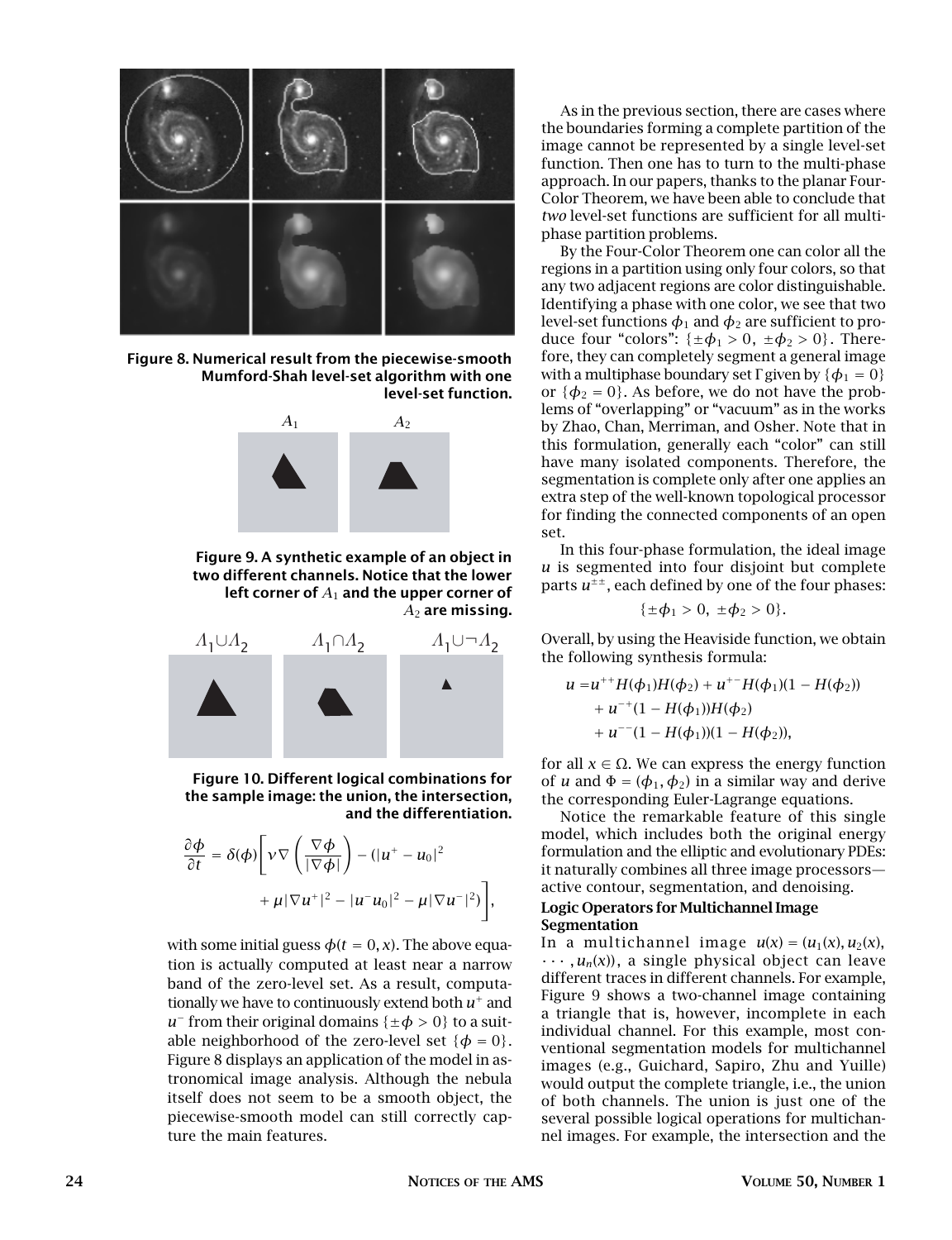Figure 8. Numerical result from the piecewise-smooth Mumford-Shah level-set algorithm with one level-set function.

$A_1$ $A_2$

Figure 9. A synthetic example of an object in two different channels. Notice that the lower left corner of $A_1$ and the upper corner of $A_2$ are missing.

$A_1 \cup A_2$ $A_1 \cap A_2$ $A_1 \cup \neg A_2$

Figure 10. Different logical combinations for the sample image: the union, the intersection, and the differentiation.

$$\frac{\partial \phi}{\partial t} = \delta(\phi)\left[ \nu \nabla \left( \frac{\nabla \phi}{|\nabla \phi|} \right) - (|u^+ - u_0|^2 + \mu |\nabla u^+|^2 - |u^- u_0|^2 - \mu |\nabla u^-|^2) \right],$$

with some initial guess $\phi(t = 0, x)$. The above equation is actually computed at least near a narrow band of the zero-level set. As a result, computationally we have to continuously extend both $u^+$ and $u^-$ from their original domains $\{\pm\phi > 0\}$ to a suitable neighborhood of the zero-level set $\{\phi = 0\}$. Figure 8 displays an application of the model in astronomical image analysis. Although the nebula itself does not seem to be a smooth object, the piecewise-smooth model can still correctly capture the main features.

As in the previous section, there are cases where the boundaries forming a complete partition of the image cannot be represented by a single level-set function. Then one has to turn to the multi-phase approach. In our papers, thanks to the planar Four-Color Theorem, we have been able to conclude that *two* level-set functions are sufficient for all multi-phase partition problems.

By the Four-Color Theorem one can color all the regions in a partition using only four colors, so that any two adjacent regions are color distinguishable. Identifying a phase with one color, we see that two level-set functions $\phi_1$ and $\phi_2$ are sufficient to produce four "colors": $\{\pm\phi_1 > 0,\ \pm\phi_2 > 0\}$. Therefore, they can completely segment a general image with a multiphase boundary set $\Gamma$ given by $\{\phi_1 = 0\}$ or $\{\phi_2 = 0\}$. As before, we do not have the problems of "overlapping" or "vacuum" as in the works by Zhao, Chan, Merriman, and Osher. Note that in this formulation, generally each "color" can still have many isolated components. Therefore, the segmentation is complete only after one applies an extra step of the well-known topological processor for finding the connected components of an open set.

In this four-phase formulation, the ideal image $u$ is segmented into four disjoint but complete parts $u^{\pm\pm}$, each defined by one of the four phases:

$$\{\pm\phi_1 > 0,\ \pm\phi_2 > 0\}.$$

Overall, by using the Heaviside function, we obtain the following synthesis formula:

$$\begin{aligned} u =& u^{++}H(\phi_1)H(\phi_2) + u^{+-}H(\phi_1)(1 - H(\phi_2)) \\ &+ u^{-+}(1 - H(\phi_1))H(\phi_2) \\ &+ u^{--}(1 - H(\phi_1))(1 - H(\phi_2)), \end{aligned}$$

for all $x \in \Omega$. We can express the energy function of $u$ and $\Phi = (\phi_1, \phi_2)$ in a similar way and derive the corresponding Euler-Lagrange equations.

Notice the remarkable feature of this single model, which includes both the original energy formulation and the elliptic and evolutionary PDEs: it naturally combines all three image processors—active contour, segmentation, and denoising.

### Logic Operators for Multichannel Image Segmentation

In a multichannel image $u(x) = (u_1(x), u_2(x), \cdots, u_n(x))$, a single physical object can leave different traces in different channels. For example, Figure 9 shows a two-channel image containing a triangle that is, however, incomplete in each individual channel. For this example, most conventional segmentation models for multichannel images (e.g., Guichard, Sapiro, Zhu and Yuille) would output the complete triangle, i.e., the union of both channels. The union is just one of the several possible logical operations for multichannel images. For example, the intersection and the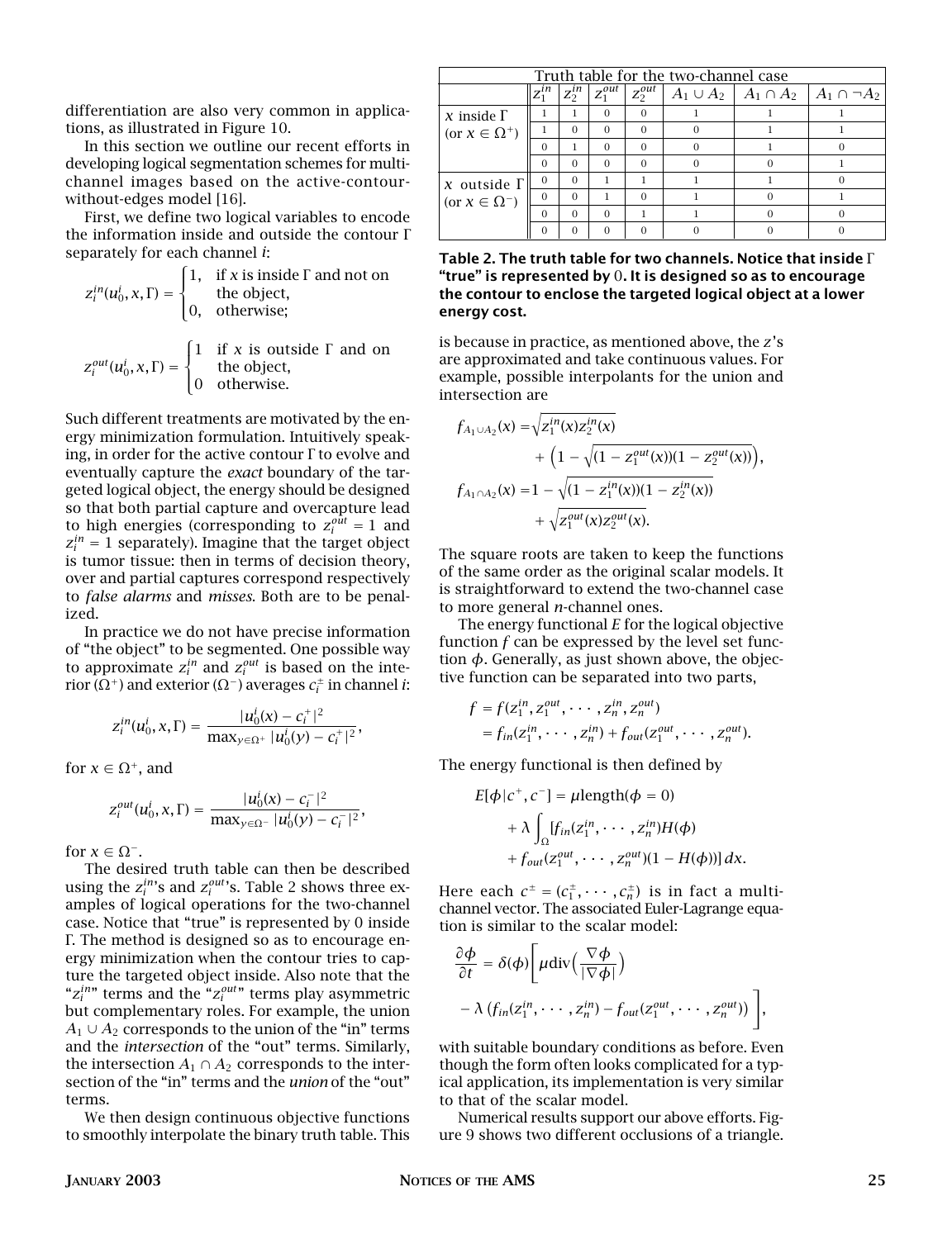differentiation are also very common in applications, as illustrated in Figure 10.

In this section we outline our recent efforts in developing logical segmentation schemes for multichannel images based on the active-contour-without-edges model [16].

First, we define two logical variables to encode the information inside and outside the contour $\Gamma$ separately for each channel $i$:

$$z_i^{in}(u_0^i, x, \Gamma) = \begin{cases} 1, & \text{if } x \text{ is inside } \Gamma \text{ and not on the object,} \\ 0, & \text{otherwise;} \end{cases}$$

$$z_i^{out}(u_0^i, x, \Gamma) = \begin{cases} 1 & \text{if } x \text{ is outside } \Gamma \text{ and on the object,} \\ 0 & \text{otherwise.} \end{cases}$$

Such different treatments are motivated by the energy minimization formulation. Intuitively speaking, in order for the active contour $\Gamma$ to evolve and eventually capture the *exact* boundary of the targeted logical object, the energy should be designed so that both partial capture and overcapture lead to high energies (corresponding to $z_i^{out} = 1$ and $z_i^{in} = 1$ separately). Imagine that the target object is tumor tissue: then in terms of decision theory, over and partial captures correspond respectively to *false alarms* and *misses*. Both are to be penalized.

In practice we do not have precise information of "the object" to be segmented. One possible way to approximate $z_i^{in}$ and $z_i^{out}$ is based on the interior ($\Omega^+$) and exterior ($\Omega^-$) averages $c_i^{\pm}$ in channel $i$:

$$z_i^{in}(u_0^i, x, \Gamma) = \frac{|u_0^i(x) - c_i^+|^2}{\max_{y \in \Omega^+} |u_0^i(y) - c_i^+|^2},$$

for $x \in \Omega^+$, and

$$z_i^{out}(u_0^i, x, \Gamma) = \frac{|u_0^i(x) - c_i^-|^2}{\max_{y \in \Omega^-} |u_0^i(y) - c_i^-|^2},$$

for $x \in \Omega^-$.

The desired truth table can then be described using the $z_i^{in}$'s and $z_i^{out}$'s. Table 2 shows three examples of logical operations for the two-channel case. Notice that "true" is represented by 0 inside $\Gamma$. The method is designed so as to encourage energy minimization when the contour tries to capture the targeted object inside. Also note that the "$z_i^{in}$" terms and the "$z_i^{out}$" terms play asymmetric but complementary roles. For example, the union $A_1 \cup A_2$ corresponds to the union of the "in" terms and the *intersection* of the "out" terms. Similarly, the intersection $A_1 \cap A_2$ corresponds to the intersection of the "in" terms and the *union* of the "out" terms.

We then design continuous objective functions to smoothly interpolate the binary truth table. This is because in practice, as mentioned above, the $z$'s are approximated and take continuous values. For example, possible interpolants for the union and intersection are

$$\begin{aligned} f_{A_1 \cup A_2}(x) = & \sqrt{z_1^{in}(x) z_2^{in}(x)} \\ & + \left(1 - \sqrt{(1 - z_1^{out}(x))(1 - z_2^{out}(x))}\right), \\ f_{A_1 \cap A_2}(x) = & 1 - \sqrt{(1 - z_1^{in}(x))(1 - z_2^{in}(x))} \\ & + \sqrt{z_1^{out}(x) z_2^{out}(x)}. \end{aligned}$$

The square roots are taken to keep the functions of the same order as the original scalar models. It is straightforward to extend the two-channel case to more general $n$-channel ones.

The energy functional $E$ for the logical objective function $f$ can be expressed by the level set function $\phi$. Generally, as just shown above, the objective function can be separated into two parts,

$$\begin{aligned} f &= f(z_1^{in}, z_1^{out}, \cdots, z_n^{in}, z_n^{out}) \\ &= f_{in}(z_1^{in}, \cdots, z_n^{in}) + f_{out}(z_1^{out}, \cdots, z_n^{out}). \end{aligned}$$

The energy functional is then defined by

$$\begin{aligned} E[\phi | c^+, c^-] = & \mu \text{length}(\phi = 0) \\ & + \lambda \int_\Omega [f_{in}(z_1^{in}, \cdots, z_n^{in}) H(\phi) \\ & + f_{out}(z_1^{out}, \cdots, z_n^{out})(1 - H(\phi))] \, dx. \end{aligned}$$

Here each $c^{\pm} = (c_1^{\pm}, \cdots, c_n^{\pm})$ is in fact a multichannel vector. The associated Euler-Lagrange equation is similar to the scalar model:

$$\begin{aligned} \frac{\partial \phi}{\partial t} = & \delta(\phi) \Bigg[ \mu \text{div}\Big(\frac{\nabla \phi}{|\nabla \phi|}\Big) \\ & - \lambda \left(f_{in}(z_1^{in}, \cdots, z_n^{in}) - f_{out}(z_1^{out}, \cdots, z_n^{out})\right) \Bigg], \end{aligned}$$

with suitable boundary conditions as before. Even though the form often looks complicated for a typical application, its implementation is very similar to that of the scalar model.

Numerical results support our above efforts. Figure 9 shows two different occlusions of a triangle.

| Truth table for the two-channel case | | | | | | | |
|---|---|---|---|---|---|---|---|
| | $z_1^{in}$ | $z_2^{in}$ | $z_1^{out}$ | $z_2^{out}$ | $A_1 \cup A_2$ | $A_1 \cap A_2$ | $A_1 \cap \neg A_2$ |
| $x$ inside $\Gamma$ (or $x \in \Omega^+$) | 1 | 1 | 0 | 0 | 1 | 1 | 1 |
| | 1 | 0 | 0 | 0 | 0 | 1 | 1 |
| | 0 | 1 | 0 | 0 | 0 | 1 | 0 |
| | 0 | 0 | 0 | 0 | 0 | 0 | 1 |
| $x$ outside $\Gamma$ (or $x \in \Omega^-$) | 0 | 0 | 1 | 1 | 1 | 1 | 0 |
| | 0 | 0 | 1 | 0 | 1 | 0 | 1 |
| | 0 | 0 | 0 | 1 | 1 | 0 | 0 |
| | 0 | 0 | 0 | 0 | 0 | 0 | 0 |

**Table 2. The truth table for two channels. Notice that inside $\Gamma$ "true" is represented by 0. It is designed so as to encourage the contour to enclose the targeted logical object at a lower energy cost.**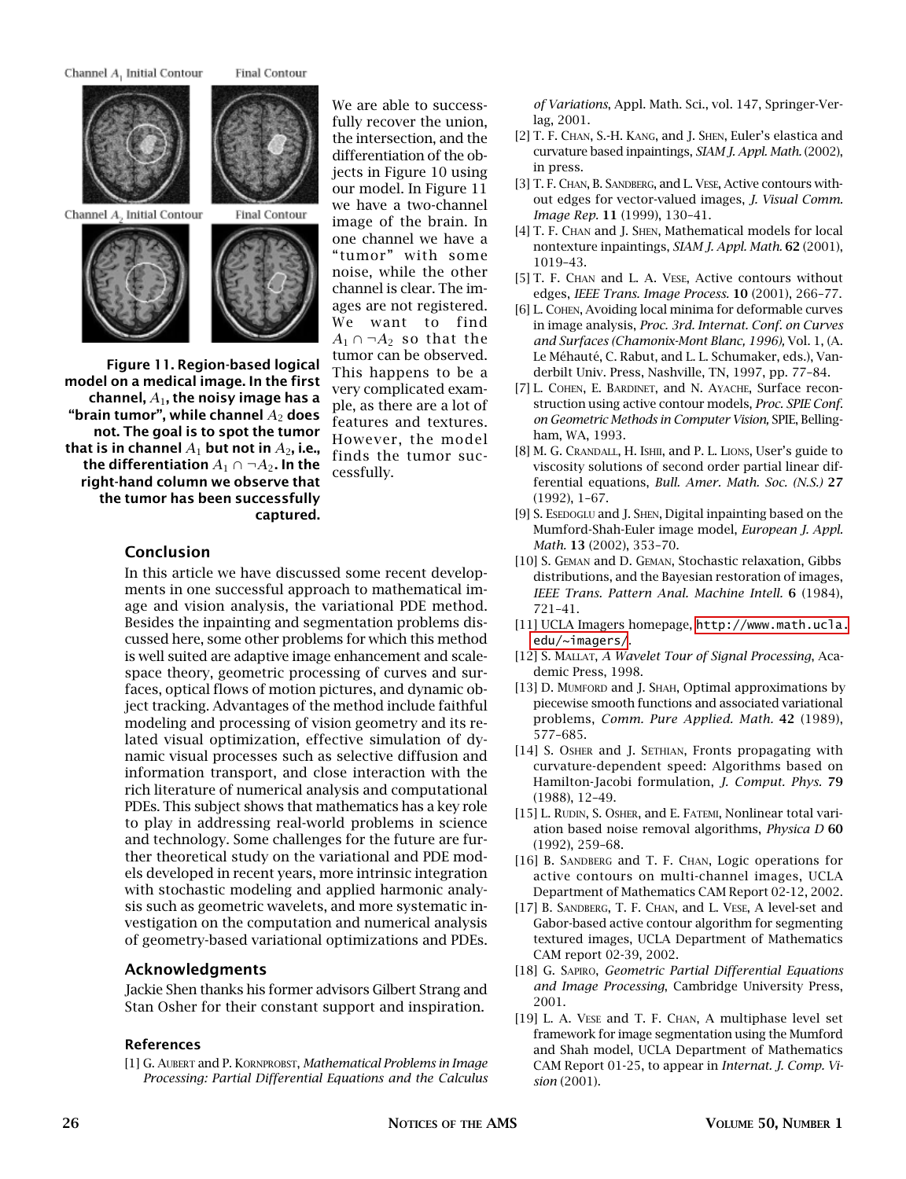Channel $A_1$ Initial Contour

Final Contour

Channel $A_2$ Initial Contour

Final Contour

**Figure 11. Region-based logical model on a medical image. In the first channel, $A_1$, the noisy image has a "brain tumor", while channel $A_2$ does not. The goal is to spot the tumor that is in channel $A_1$ but not in $A_2$, i.e., the differentiation $A_1 \cap \neg A_2$. In the right-hand column we observe that the tumor has been successfully captured.**

We are able to successfully recover the union, the intersection, and the differentiation of the objects in Figure 10 using our model. In Figure 11 we have a two-channel image of the brain. In one channel we have a "tumor" with some noise, while the other channel is clear. The images are not registered. We want to find $A_1 \cap \neg A_2$ so that the tumor can be observed. This happens to be a very complicated example, as there are a lot of features and textures. However, the model finds the tumor successfully.

## Conclusion

In this article we have discussed some recent developments in one successful approach to mathematical image and vision analysis, the variational PDE method. Besides the inpainting and segmentation problems discussed here, some other problems for which this method is well suited are adaptive image enhancement and scale-space theory, geometric processing of curves and surfaces, optical flows of motion pictures, and dynamic object tracking. Advantages of the method include faithful modeling and processing of vision geometry and its related visual optimization, effective simulation of dynamic visual processes such as selective diffusion and information transport, and close interaction with the rich literature of numerical analysis and computational PDEs. This subject shows that mathematics has a key role to play in addressing real-world problems in science and technology. Some challenges for the future are further theoretical study on the variational and PDE models developed in recent years, more intrinsic integration with stochastic modeling and applied harmonic analysis such as geometric wavelets, and more systematic investigation on the computation and numerical analysis of geometry-based variational optimizations and PDEs.

## Acknowledgments

Jackie Shen thanks his former advisors Gilbert Strang and Stan Osher for their constant support and inspiration.

## References

[1] G. Aubert and P. Kornprobst, *Mathematical Problems in Image Processing: Partial Differential Equations and the Calculus of Variations*, Appl. Math. Sci., vol. 147, Springer-Verlag, 2001.

[2] T. F. Chan, S.-H. Kang, and J. Shen, Euler's elastica and curvature based inpaintings, *SIAM J. Appl. Math.* (2002), in press.

[3] T. F. Chan, B. Sandberg, and L. Vese, Active contours without edges for vector-valued images, *J. Visual Comm. Image Rep.* **11** (1999), 130–41.

[4] T. F. Chan and J. Shen, Mathematical models for local nontexture inpaintings, *SIAM J. Appl. Math.* **62** (2001), 1019–43.

[5] T. F. Chan and L. A. Vese, Active contours without edges, *IEEE Trans. Image Process.* **10** (2001), 266–77.

[6] L. Cohen, Avoiding local minima for deformable curves in image analysis, *Proc. 3rd. Internat. Conf. on Curves and Surfaces (Chamonix-Mont Blanc, 1996),* Vol. 1, (A. Le Méhauté, C. Rabut, and L. L. Schumaker, eds.), Vanderbilt Univ. Press, Nashville, TN, 1997, pp. 77–84.

[7] L. Cohen, E. Bardinet, and N. Ayache, Surface reconstruction using active contour models, *Proc. SPIE Conf. on Geometric Methods in Computer Vision,* SPIE, Bellingham, WA, 1993.

[8] M. G. Crandall, H. Ishii, and P. L. Lions, User's guide to viscosity solutions of second order partial linear differential equations, *Bull. Amer. Math. Soc. (N.S.)* **27** (1992), 1–67.

[9] S. Esedoglu and J. Shen, Digital inpainting based on the Mumford-Shah-Euler image model, *European J. Appl. Math.* **13** (2002), 353–70.

[10] S. Geman and D. Geman, Stochastic relaxation, Gibbs distributions, and the Bayesian restoration of images, *IEEE Trans. Pattern Anal. Machine Intell.* **6** (1984), 721–41.

[11] UCLA Imagers homepage, http://www.math.ucla.edu/~imagers/.

[12] S. Mallat, *A Wavelet Tour of Signal Processing*, Academic Press, 1998.

[13] D. Mumford and J. Shah, Optimal approximations by piecewise smooth functions and associated variational problems, *Comm. Pure Applied. Math.* **42** (1989), 577–685.

[14] S. Osher and J. Sethian, Fronts propagating with curvature-dependent speed: Algorithms based on Hamilton-Jacobi formulation, *J. Comput. Phys.* **79** (1988), 12–49.

[15] L. Rudin, S. Osher, and E. Fatemi, Nonlinear total variation based noise removal algorithms, *Physica D* **60** (1992), 259–68.

[16] B. Sandberg and T. F. Chan, Logic operations for active contours on multi-channel images, UCLA Department of Mathematics CAM Report 02-12, 2002.

[17] B. Sandberg, T. F. Chan, and L. Vese, A level-set and Gabor-based active contour algorithm for segmenting textured images, UCLA Department of Mathematics CAM report 02-39, 2002.

[18] G. Sapiro, *Geometric Partial Differential Equations and Image Processing*, Cambridge University Press, 2001.

[19] L. A. Vese and T. F. Chan, A multiphase level set framework for image segmentation using the Mumford and Shah model, UCLA Department of Mathematics CAM Report 01-25, to appear in *Internat. J. Comp. Vision* (2001).